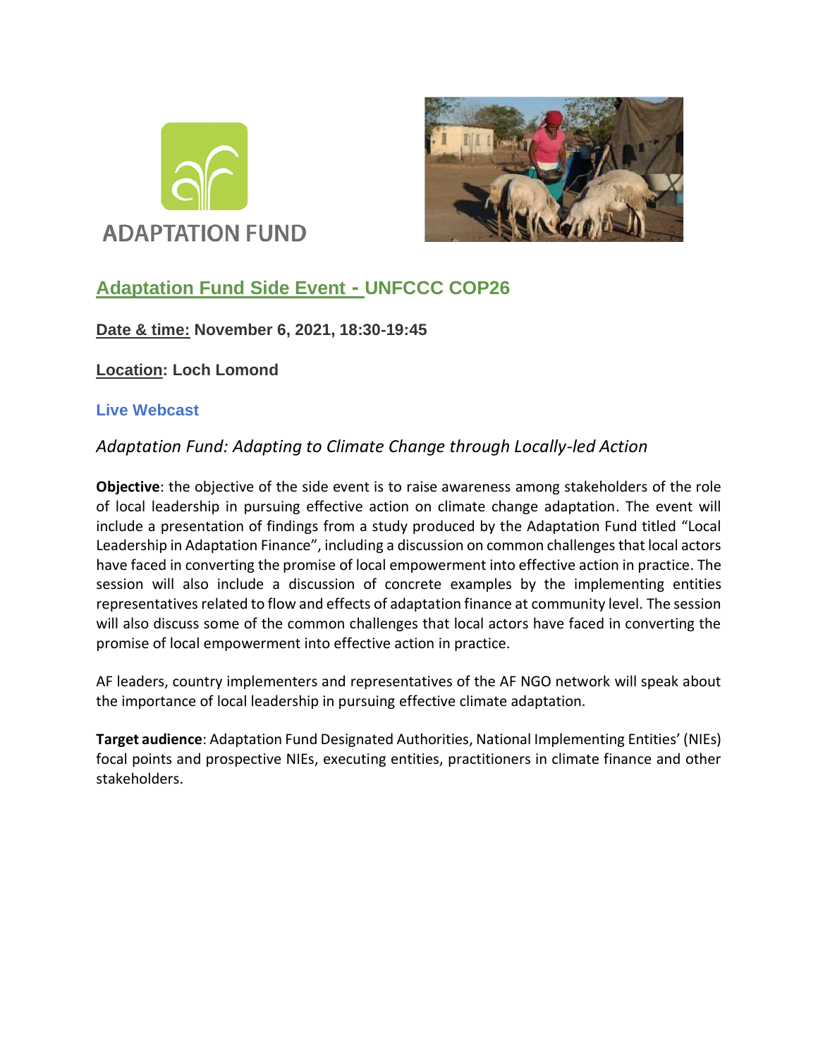ADAPTATION FUND

## Adaptation Fund Side Event - UNFCCC COP26

**Date & time: November 6, 2021, 18:30-19:45**

**Location: Loch Lomond**

**Live Webcast**

### *Adaptation Fund: Adapting to Climate Change through Locally-led Action*

**Objective**: the objective of the side event is to raise awareness among stakeholders of the role of local leadership in pursuing effective action on climate change adaptation. The event will include a presentation of findings from a study produced by the Adaptation Fund titled "Local Leadership in Adaptation Finance", including a discussion on common challenges that local actors have faced in converting the promise of local empowerment into effective action in practice. The session will also include a discussion of concrete examples by the implementing entities representatives related to flow and effects of adaptation finance at community level. The session will also discuss some of the common challenges that local actors have faced in converting the promise of local empowerment into effective action in practice.

AF leaders, country implementers and representatives of the AF NGO network will speak about the importance of local leadership in pursuing effective climate adaptation.

**Target audience**: Adaptation Fund Designated Authorities, National Implementing Entities' (NIEs) focal points and prospective NIEs, executing entities, practitioners in climate finance and other stakeholders.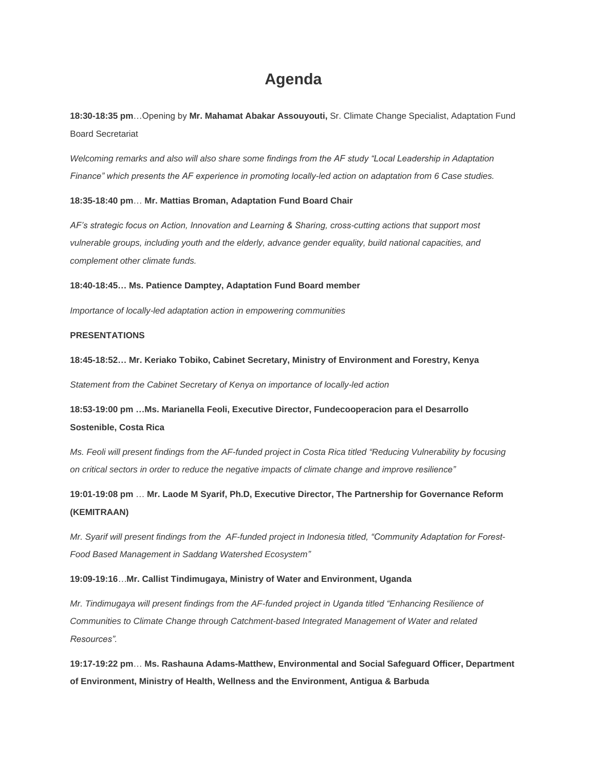# Agenda

**18:30-18:35 pm**…Opening by **Mr. Mahamat Abakar Assouyouti,** Sr. Climate Change Specialist, Adaptation Fund Board Secretariat

*Welcoming remarks and also will also share some findings from the AF study "Local Leadership in Adaptation Finance" which presents the AF experience in promoting locally-led action on adaptation from 6 Case studies.*

**18:35-18:40 pm**… **Mr. Mattias Broman, Adaptation Fund Board Chair**

*AF's strategic focus on Action, Innovation and Learning & Sharing, cross-cutting actions that support most vulnerable groups, including youth and the elderly, advance gender equality, build national capacities, and complement other climate funds.*

**18:40-18:45… Ms. Patience Damptey, Adaptation Fund Board member**

*Importance of locally-led adaptation action in empowering communities*

**PRESENTATIONS**

**18:45-18:52… Mr. Keriako Tobiko, Cabinet Secretary, Ministry of Environment and Forestry, Kenya**

*Statement from the Cabinet Secretary of Kenya on importance of locally-led action*

**18:53-19:00 pm …Ms. Marianella Feoli, Executive Director, Fundecooperacion para el Desarrollo Sostenible, Costa Rica**

*Ms. Feoli will present findings from the AF-funded project in Costa Rica titled "Reducing Vulnerability by focusing on critical sectors in order to reduce the negative impacts of climate change and improve resilience"*

**19:01-19:08 pm** … **Mr. Laode M Syarif, Ph.D, Executive Director, The Partnership for Governance Reform (KEMITRAAN)**

*Mr. Syarif will present findings from the AF-funded project in Indonesia titled, "Community Adaptation for Forest-Food Based Management in Saddang Watershed Ecosystem"*

**19:09-19:16**…**Mr. Callist Tindimugaya, Ministry of Water and Environment, Uganda**

*Mr. Tindimugaya will present findings from the AF-funded project in Uganda titled "Enhancing Resilience of Communities to Climate Change through Catchment-based Integrated Management of Water and related Resources".*

**19:17-19:22 pm**… **Ms. Rashauna Adams-Matthew, Environmental and Social Safeguard Officer, Department of Environment, Ministry of Health, Wellness and the Environment, Antigua & Barbuda**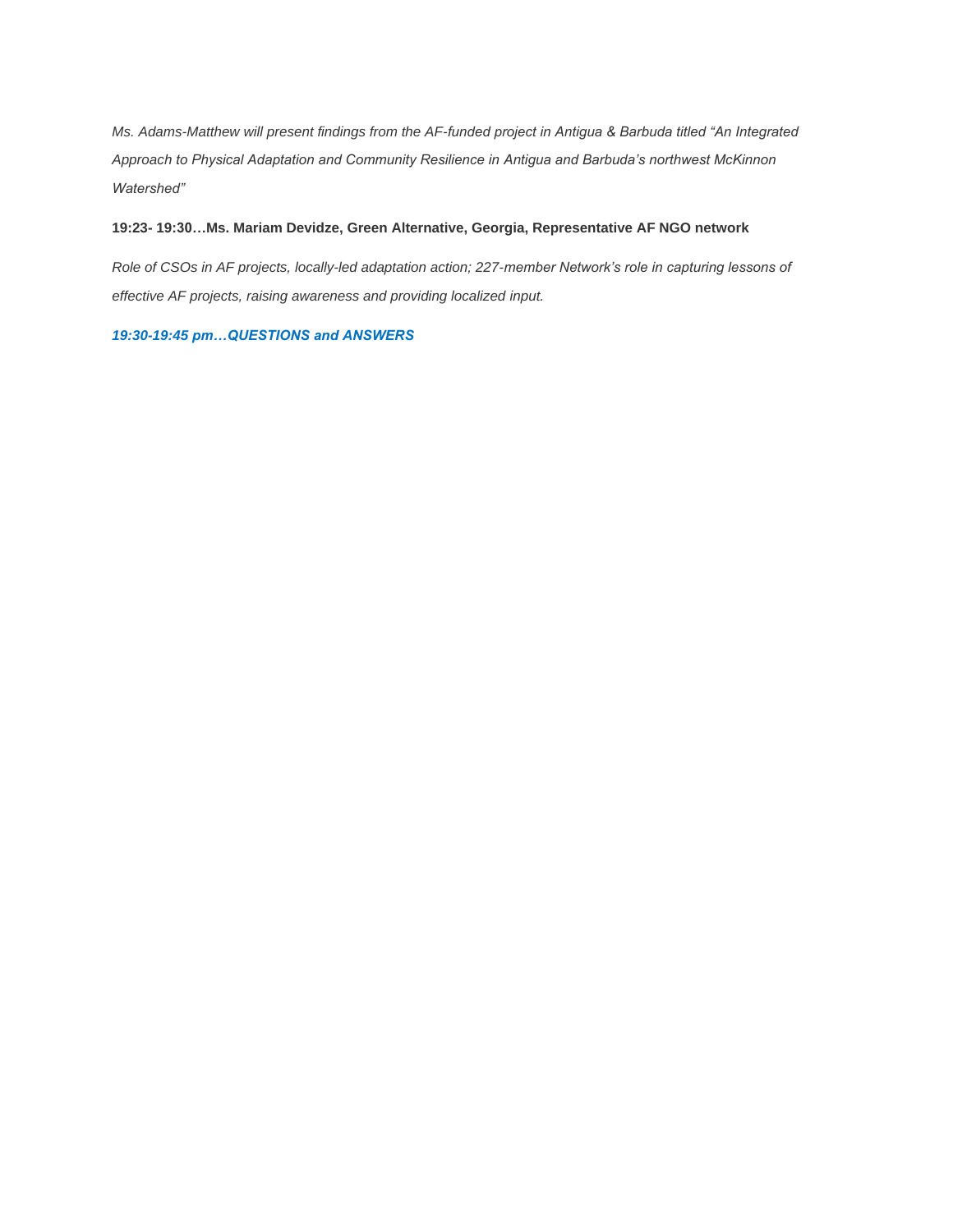*Ms. Adams-Matthew will present findings from the AF-funded project in Antigua & Barbuda titled "An Integrated Approach to Physical Adaptation and Community Resilience in Antigua and Barbuda's northwest McKinnon Watershed"*

**19:23- 19:30…Ms. Mariam Devidze, Green Alternative, Georgia, Representative AF NGO network**

*Role of CSOs in AF projects, locally-led adaptation action; 227-member Network's role in capturing lessons of effective AF projects, raising awareness and providing localized input.*

***19:30-19:45 pm…QUESTIONS and ANSWERS***